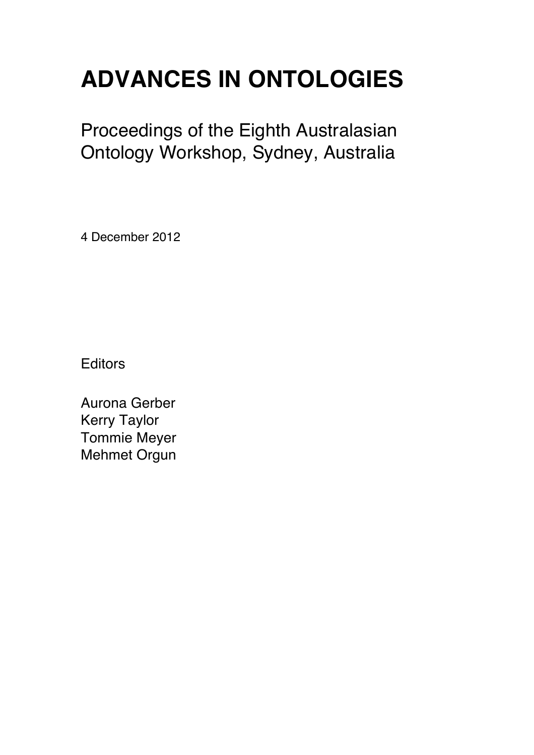# ADVANCES IN ONTOLOGIES

## Proceedings of the Eighth Australasian Ontology Workshop, Sydney, Australia

4 December 2012

Editors

Aurona Gerber
Kerry Taylor
Tommie Meyer
Mehmet Orgun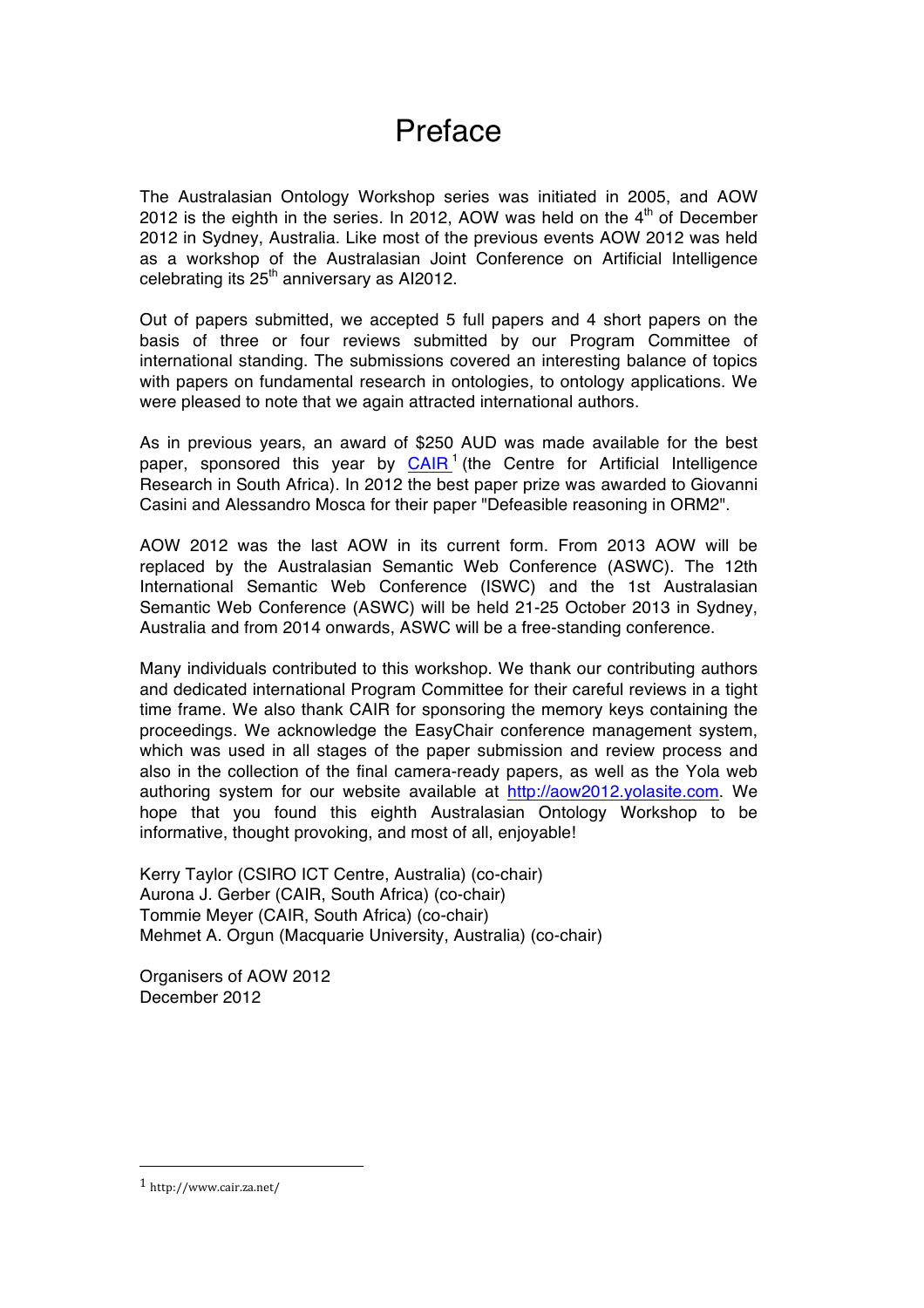# Preface

The Australasian Ontology Workshop series was initiated in 2005, and AOW 2012 is the eighth in the series. In 2012, AOW was held on the 4th of December 2012 in Sydney, Australia. Like most of the previous events AOW 2012 was held as a workshop of the Australasian Joint Conference on Artificial Intelligence celebrating its 25th anniversary as AI2012.

Out of papers submitted, we accepted 5 full papers and 4 short papers on the basis of three or four reviews submitted by our Program Committee of international standing. The submissions covered an interesting balance of topics with papers on fundamental research in ontologies, to ontology applications. We were pleased to note that we again attracted international authors.

As in previous years, an award of $250 AUD was made available for the best paper, sponsored this year by CAIR[1] (the Centre for Artificial Intelligence Research in South Africa). In 2012 the best paper prize was awarded to Giovanni Casini and Alessandro Mosca for their paper "Defeasible reasoning in ORM2".

AOW 2012 was the last AOW in its current form. From 2013 AOW will be replaced by the Australasian Semantic Web Conference (ASWC). The 12th International Semantic Web Conference (ISWC) and the 1st Australasian Semantic Web Conference (ASWC) will be held 21-25 October 2013 in Sydney, Australia and from 2014 onwards, ASWC will be a free-standing conference.

Many individuals contributed to this workshop. We thank our contributing authors and dedicated international Program Committee for their careful reviews in a tight time frame. We also thank CAIR for sponsoring the memory keys containing the proceedings. We acknowledge the EasyChair conference management system, which was used in all stages of the paper submission and review process and also in the collection of the final camera-ready papers, as well as the Yola web authoring system for our website available at http://aow2012.yolasite.com. We hope that you found this eighth Australasian Ontology Workshop to be informative, thought provoking, and most of all, enjoyable!

Kerry Taylor (CSIRO ICT Centre, Australia) (co-chair)
Aurona J. Gerber (CAIR, South Africa) (co-chair)
Tommie Meyer (CAIR, South Africa) (co-chair)
Mehmet A. Orgun (Macquarie University, Australia) (co-chair)

Organisers of AOW 2012
December 2012

---

[1] http://www.cair.za.net/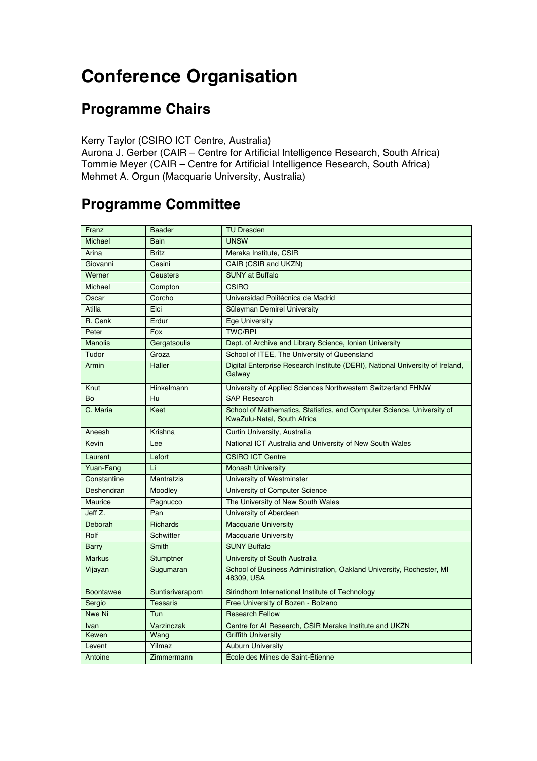# Conference Organisation

## Programme Chairs

Kerry Taylor (CSIRO ICT Centre, Australia)
Aurona J. Gerber (CAIR – Centre for Artificial Intelligence Research, South Africa)
Tommie Meyer (CAIR – Centre for Artificial Intelligence Research, South Africa)
Mehmet A. Orgun (Macquarie University, Australia)

## Programme Committee

| | | |
|---|---|---|
| Franz | Baader | TU Dresden |
| Michael | Bain | UNSW |
| Arina | Britz | Meraka Institute, CSIR |
| Giovanni | Casini | CAIR (CSIR and UKZN) |
| Werner | Ceusters | SUNY at Buffalo |
| Michael | Compton | CSIRO |
| Oscar | Corcho | Universidad Politécnica de Madrid |
| Atilla | Elci | Süleyman Demirel University |
| R. Cenk | Erdur | Ege University |
| Peter | Fox | TWC/RPI |
| Manolis | Gergatsoulis | Dept. of Archive and Library Science, Ionian University |
| Tudor | Groza | School of ITEE, The University of Queensland |
| Armin | Haller | Digital Enterprise Research Institute (DERI), National University of Ireland, Galway |
| Knut | Hinkelmann | University of Applied Sciences Northwestern Switzerland FHNW |
| Bo | Hu | SAP Research |
| C. Maria | Keet | School of Mathematics, Statistics, and Computer Science, University of KwaZulu-Natal, South Africa |
| Aneesh | Krishna | Curtin University, Australia |
| Kevin | Lee | National ICT Australia and University of New South Wales |
| Laurent | Lefort | CSIRO ICT Centre |
| Yuan-Fang | Li | Monash University |
| Constantine | Mantratzis | University of Westminster |
| Deshendran | Moodley | University of Computer Science |
| Maurice | Pagnucco | The University of New South Wales |
| Jeff Z. | Pan | University of Aberdeen |
| Deborah | Richards | Macquarie University |
| Rolf | Schwitter | Macquarie University |
| Barry | Smith | SUNY Buffalo |
| Markus | Stumptner | University of South Australia |
| Vijayan | Sugumaran | School of Business Administration, Oakland University, Rochester, MI 48309, USA |
| Boontawee | Suntisrivaraporn | Sirindhorn International Institute of Technology |
| Sergio | Tessaris | Free University of Bozen - Bolzano |
| Nwe Ni | Tun | Research Fellow |
| Ivan | Varzinczak | Centre for AI Research, CSIR Meraka Institute and UKZN |
| Kewen | Wang | Griffith University |
| Levent | Yilmaz | Auburn University |
| Antoine | Zimmermann | École des Mines de Saint-Étienne |